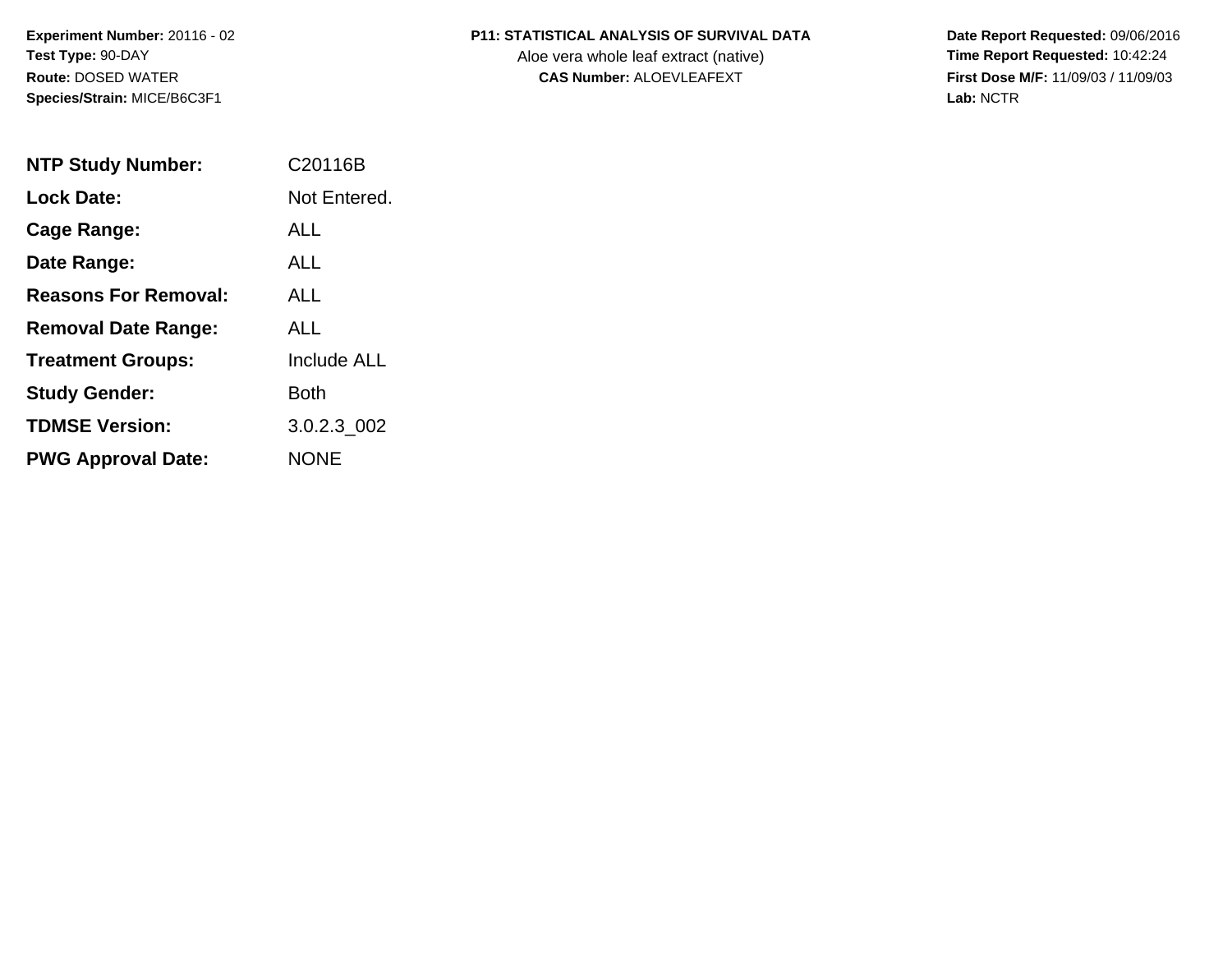**Experiment Number:** 20116 - 02
**Test Type:** 90-DAY
**Route:** DOSED WATER
**Species/Strain:** MICE/B6C3F1

**P11: STATISTICAL ANALYSIS OF SURVIVAL DATA**
Aloe vera whole leaf extract (native)
**CAS Number:** ALOEVLEAFEXT

**Date Report Requested:** 09/06/2016
**Time Report Requested:** 10:42:24
**First Dose M/F:** 11/09/03 / 11/09/03
**Lab:** NCTR

| | |
|---|---|
| **NTP Study Number:** | C20116B |
| **Lock Date:** | Not Entered. |
| **Cage Range:** | ALL |
| **Date Range:** | ALL |
| **Reasons For Removal:** | ALL |
| **Removal Date Range:** | ALL |
| **Treatment Groups:** | Include ALL |
| **Study Gender:** | Both |
| **TDMSE Version:** | 3.0.2.3_002 |
| **PWG Approval Date:** | NONE |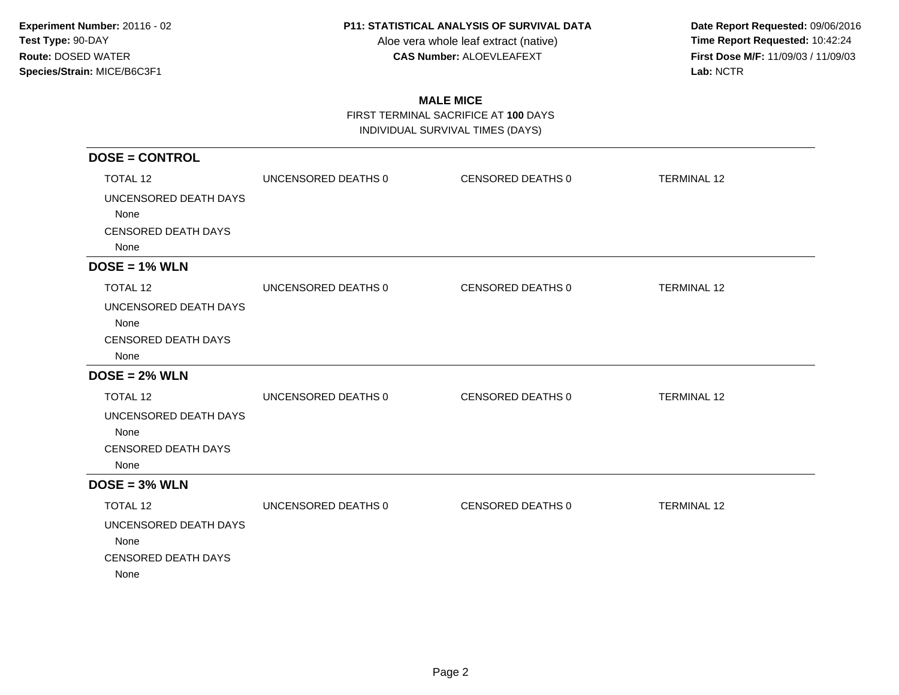**Experiment Number:** 20116 - 02
**Test Type:** 90-DAY
**Route:** DOSED WATER
**Species/Strain:** MICE/B6C3F1

**P11: STATISTICAL ANALYSIS OF SURVIVAL DATA**
Aloe vera whole leaf extract (native)
**CAS Number:** ALOEVLEAFEXT

**Date Report Requested:** 09/06/2016
**Time Report Requested:** 10:42:24
**First Dose M/F:** 11/09/03 / 11/09/03
**Lab:** NCTR

## MALE MICE

FIRST TERMINAL SACRIFICE AT **100** DAYS
INDIVIDUAL SURVIVAL TIMES (DAYS)

### DOSE = CONTROL

TOTAL 12 | UNCENSORED DEATHS 0 | CENSORED DEATHS 0 | TERMINAL 12

UNCENSORED DEATH DAYS
None
CENSORED DEATH DAYS
None

### DOSE = 1% WLN

TOTAL 12 | UNCENSORED DEATHS 0 | CENSORED DEATHS 0 | TERMINAL 12

UNCENSORED DEATH DAYS
None
CENSORED DEATH DAYS
None

### DOSE = 2% WLN

TOTAL 12 | UNCENSORED DEATHS 0 | CENSORED DEATHS 0 | TERMINAL 12

UNCENSORED DEATH DAYS
None
CENSORED DEATH DAYS
None

### DOSE = 3% WLN

TOTAL 12 | UNCENSORED DEATHS 0 | CENSORED DEATHS 0 | TERMINAL 12

UNCENSORED DEATH DAYS
None
CENSORED DEATH DAYS
None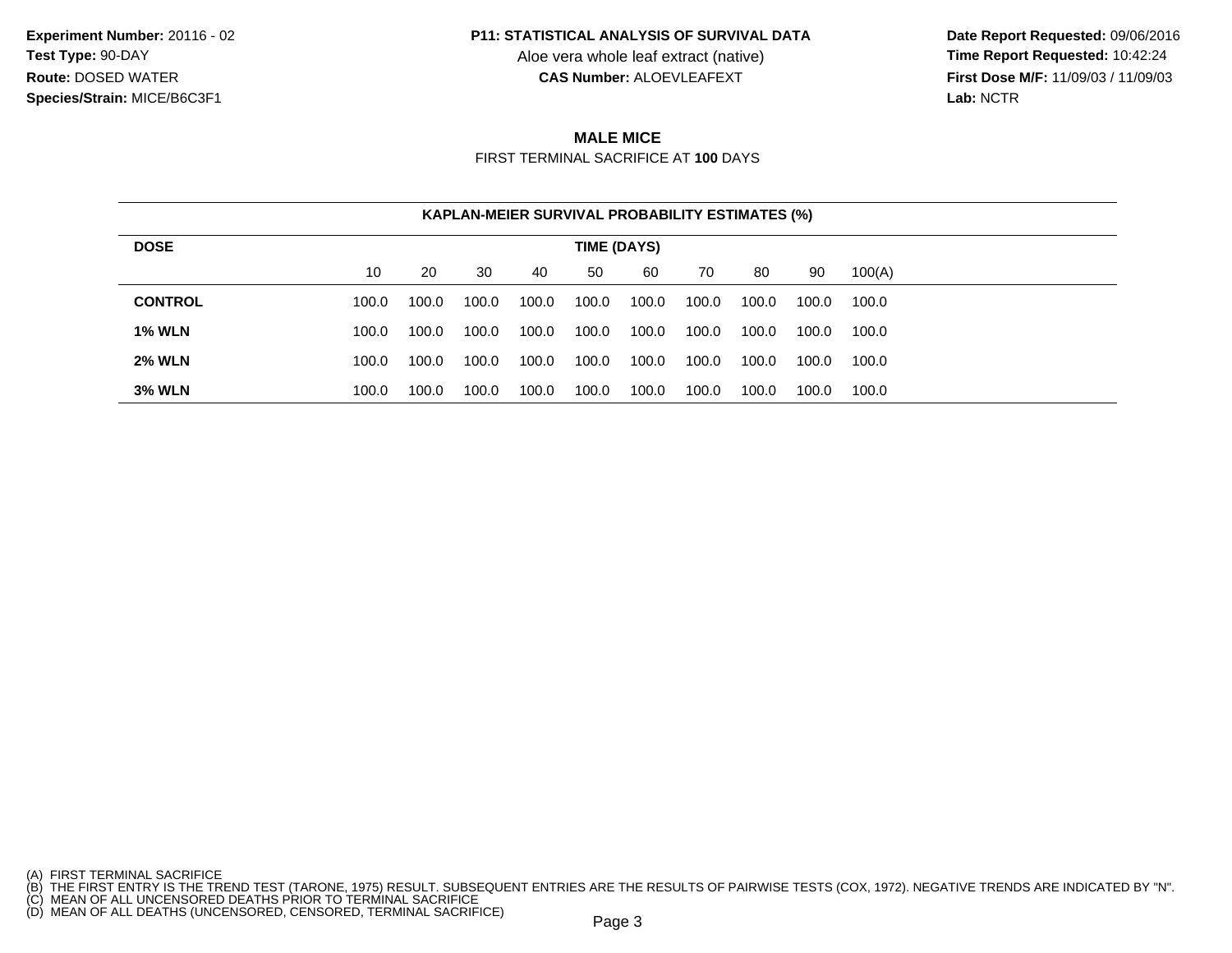**Experiment Number:** 20116 - 02
**Test Type:** 90-DAY
**Route:** DOSED WATER
**Species/Strain:** MICE/B6C3F1

**P11: STATISTICAL ANALYSIS OF SURVIVAL DATA**
Aloe vera whole leaf extract (native)
**CAS Number:** ALOEVLEAFEXT

**Date Report Requested:** 09/06/2016
**Time Report Requested:** 10:42:24
**First Dose M/F:** 11/09/03 / 11/09/03
**Lab:** NCTR

## MALE MICE

FIRST TERMINAL SACRIFICE AT **100** DAYS

**KAPLAN-MEIER SURVIVAL PROBABILITY ESTIMATES (%)**

| DOSE | TIME (DAYS) | | | | | | | | | |
|---|---|---|---|---|---|---|---|---|---|---|
| | 10 | 20 | 30 | 40 | 50 | 60 | 70 | 80 | 90 | 100(A) |
| **CONTROL** | 100.0 | 100.0 | 100.0 | 100.0 | 100.0 | 100.0 | 100.0 | 100.0 | 100.0 | 100.0 |
| **1% WLN** | 100.0 | 100.0 | 100.0 | 100.0 | 100.0 | 100.0 | 100.0 | 100.0 | 100.0 | 100.0 |
| **2% WLN** | 100.0 | 100.0 | 100.0 | 100.0 | 100.0 | 100.0 | 100.0 | 100.0 | 100.0 | 100.0 |
| **3% WLN** | 100.0 | 100.0 | 100.0 | 100.0 | 100.0 | 100.0 | 100.0 | 100.0 | 100.0 | 100.0 |

(A) FIRST TERMINAL SACRIFICE
(B) THE FIRST ENTRY IS THE TREND TEST (TARONE, 1975) RESULT. SUBSEQUENT ENTRIES ARE THE RESULTS OF PAIRWISE TESTS (COX, 1972). NEGATIVE TRENDS ARE INDICATED BY "N".
(C) MEAN OF ALL UNCENSORED DEATHS PRIOR TO TERMINAL SACRIFICE
(D) MEAN OF ALL DEATHS (UNCENSORED, CENSORED, TERMINAL SACRIFICE)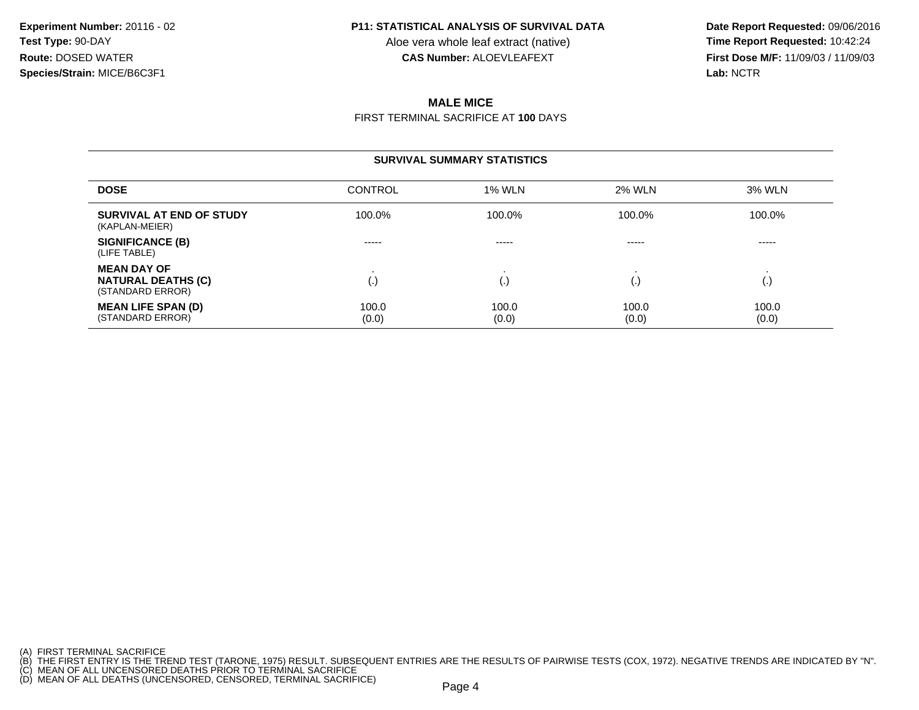**Experiment Number:** 20116 - 02
**Test Type:** 90-DAY
**Route:** DOSED WATER
**Species/Strain:** MICE/B6C3F1

**P11: STATISTICAL ANALYSIS OF SURVIVAL DATA**
Aloe vera whole leaf extract (native)
**CAS Number:** ALOEVLEAFEXT

**Date Report Requested:** 09/06/2016
**Time Report Requested:** 10:42:24
**First Dose M/F:** 11/09/03 / 11/09/03
**Lab:** NCTR

## MALE MICE

FIRST TERMINAL SACRIFICE AT **100** DAYS

### SURVIVAL SUMMARY STATISTICS

| DOSE | CONTROL | 1% WLN | 2% WLN | 3% WLN |
|---|---|---|---|---|
| **SURVIVAL AT END OF STUDY** (KAPLAN-MEIER) | 100.0% | 100.0% | 100.0% | 100.0% |
| **SIGNIFICANCE (B)** (LIFE TABLE) | ----- | ----- | ----- | ----- |
| **MEAN DAY OF NATURAL DEATHS (C)** (STANDARD ERROR) | . (.) | . (.) | . (.) | . (.) |
| **MEAN LIFE SPAN (D)** (STANDARD ERROR) | 100.0 (0.0) | 100.0 (0.0) | 100.0 (0.0) | 100.0 (0.0) |

(A) FIRST TERMINAL SACRIFICE
(B) THE FIRST ENTRY IS THE TREND TEST (TARONE, 1975) RESULT. SUBSEQUENT ENTRIES ARE THE RESULTS OF PAIRWISE TESTS (COX, 1972). NEGATIVE TRENDS ARE INDICATED BY "N".
(C) MEAN OF ALL UNCENSORED DEATHS PRIOR TO TERMINAL SACRIFICE
(D) MEAN OF ALL DEATHS (UNCENSORED, CENSORED, TERMINAL SACRIFICE)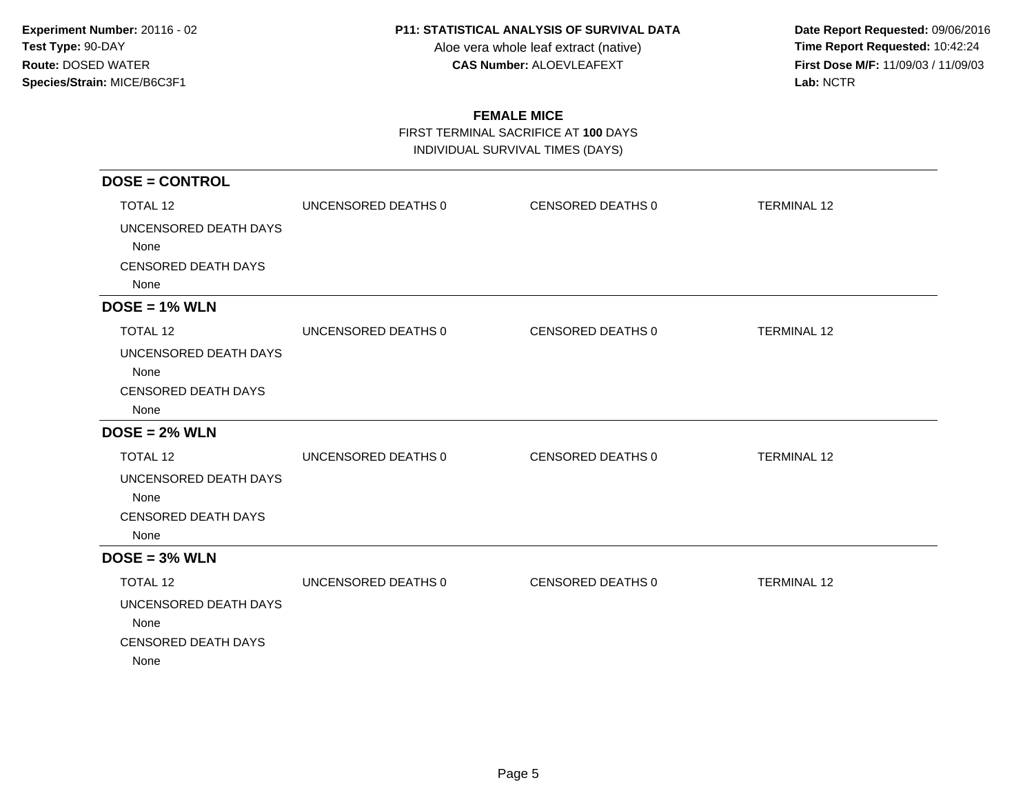**Experiment Number:** 20116 - 02
**Test Type:** 90-DAY
**Route:** DOSED WATER
**Species/Strain:** MICE/B6C3F1

**P11: STATISTICAL ANALYSIS OF SURVIVAL DATA**
Aloe vera whole leaf extract (native)
**CAS Number:** ALOEVLEAFEXT

**Date Report Requested:** 09/06/2016
**Time Report Requested:** 10:42:24
**First Dose M/F:** 11/09/03 / 11/09/03
**Lab:** NCTR

## FEMALE MICE

FIRST TERMINAL SACRIFICE AT **100** DAYS
INDIVIDUAL SURVIVAL TIMES (DAYS)

### DOSE = CONTROL

TOTAL 12 | UNCENSORED DEATHS 0 | CENSORED DEATHS 0 | TERMINAL 12

UNCENSORED DEATH DAYS
None

CENSORED DEATH DAYS
None

### DOSE = 1% WLN

TOTAL 12 | UNCENSORED DEATHS 0 | CENSORED DEATHS 0 | TERMINAL 12

UNCENSORED DEATH DAYS
None

CENSORED DEATH DAYS
None

### DOSE = 2% WLN

TOTAL 12 | UNCENSORED DEATHS 0 | CENSORED DEATHS 0 | TERMINAL 12

UNCENSORED DEATH DAYS
None

CENSORED DEATH DAYS
None

### DOSE = 3% WLN

TOTAL 12 | UNCENSORED DEATHS 0 | CENSORED DEATHS 0 | TERMINAL 12

UNCENSORED DEATH DAYS
None

CENSORED DEATH DAYS
None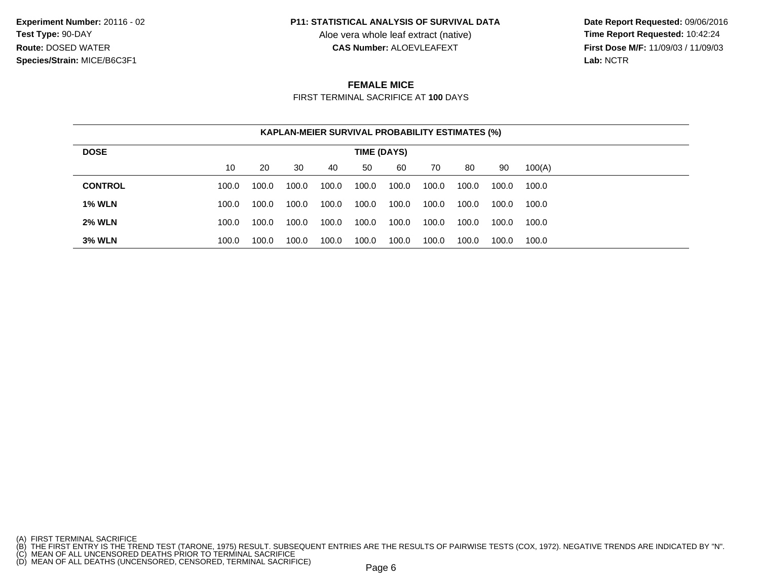**Experiment Number:** 20116 - 02
**Test Type:** 90-DAY
**Route:** DOSED WATER
**Species/Strain:** MICE/B6C3F1

**P11: STATISTICAL ANALYSIS OF SURVIVAL DATA**
Aloe vera whole leaf extract (native)
**CAS Number:** ALOEVLEAFEXT

**Date Report Requested:** 09/06/2016
**Time Report Requested:** 10:42:24
**First Dose M/F:** 11/09/03 / 11/09/03
**Lab:** NCTR

## FEMALE MICE

FIRST TERMINAL SACRIFICE AT **100** DAYS

**KAPLAN-MEIER SURVIVAL PROBABILITY ESTIMATES (%)**

| DOSE | TIME (DAYS) | | | | | | | | | |
|---|---|---|---|---|---|---|---|---|---|---|
| | 10 | 20 | 30 | 40 | 50 | 60 | 70 | 80 | 90 | 100(A) |
| **CONTROL** | 100.0 | 100.0 | 100.0 | 100.0 | 100.0 | 100.0 | 100.0 | 100.0 | 100.0 | 100.0 |
| **1% WLN** | 100.0 | 100.0 | 100.0 | 100.0 | 100.0 | 100.0 | 100.0 | 100.0 | 100.0 | 100.0 |
| **2% WLN** | 100.0 | 100.0 | 100.0 | 100.0 | 100.0 | 100.0 | 100.0 | 100.0 | 100.0 | 100.0 |
| **3% WLN** | 100.0 | 100.0 | 100.0 | 100.0 | 100.0 | 100.0 | 100.0 | 100.0 | 100.0 | 100.0 |

(A) FIRST TERMINAL SACRIFICE
(B) THE FIRST ENTRY IS THE TREND TEST (TARONE, 1975) RESULT. SUBSEQUENT ENTRIES ARE THE RESULTS OF PAIRWISE TESTS (COX, 1972). NEGATIVE TRENDS ARE INDICATED BY "N".
(C) MEAN OF ALL UNCENSORED DEATHS PRIOR TO TERMINAL SACRIFICE
(D) MEAN OF ALL DEATHS (UNCENSORED, CENSORED, TERMINAL SACRIFICE)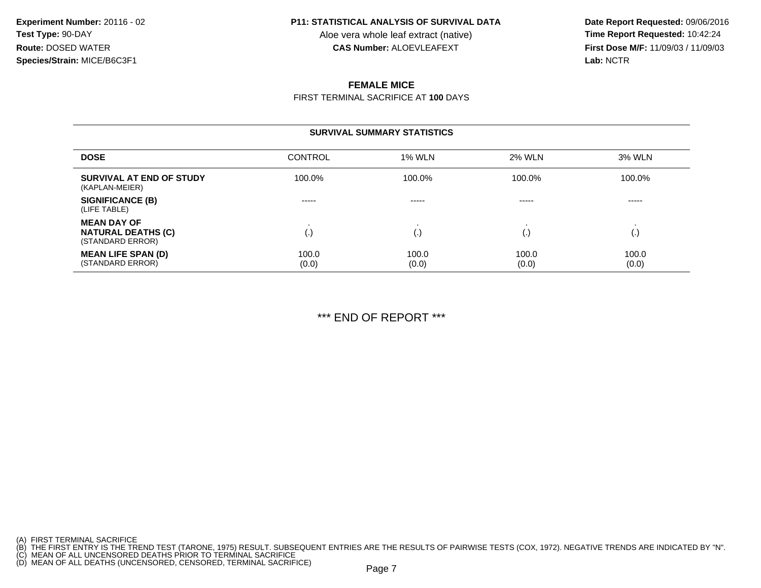**Experiment Number:** 20116 - 02
**Test Type:** 90-DAY
**Route:** DOSED WATER
**Species/Strain:** MICE/B6C3F1

**P11: STATISTICAL ANALYSIS OF SURVIVAL DATA**
Aloe vera whole leaf extract (native)
**CAS Number:** ALOEVLEAFEXT

**Date Report Requested:** 09/06/2016
**Time Report Requested:** 10:42:24
**First Dose M/F:** 11/09/03 / 11/09/03
**Lab:** NCTR

## FEMALE MICE

FIRST TERMINAL SACRIFICE AT **100** DAYS

### SURVIVAL SUMMARY STATISTICS

| DOSE | CONTROL | 1% WLN | 2% WLN | 3% WLN |
|---|---|---|---|---|
| **SURVIVAL AT END OF STUDY** (KAPLAN-MEIER) | 100.0% | 100.0% | 100.0% | 100.0% |
| **SIGNIFICANCE (B)** (LIFE TABLE) | ----- | ----- | ----- | ----- |
| **MEAN DAY OF NATURAL DEATHS (C)** (STANDARD ERROR) | . (.) | . (.) | . (.) | . (.) |
| **MEAN LIFE SPAN (D)** (STANDARD ERROR) | 100.0 (0.0) | 100.0 (0.0) | 100.0 (0.0) | 100.0 (0.0) |

\*\*\* END OF REPORT \*\*\*

(A) FIRST TERMINAL SACRIFICE
(B) THE FIRST ENTRY IS THE TREND TEST (TARONE, 1975) RESULT. SUBSEQUENT ENTRIES ARE THE RESULTS OF PAIRWISE TESTS (COX, 1972). NEGATIVE TRENDS ARE INDICATED BY "N".
(C) MEAN OF ALL UNCENSORED DEATHS PRIOR TO TERMINAL SACRIFICE
(D) MEAN OF ALL DEATHS (UNCENSORED, CENSORED, TERMINAL SACRIFICE)